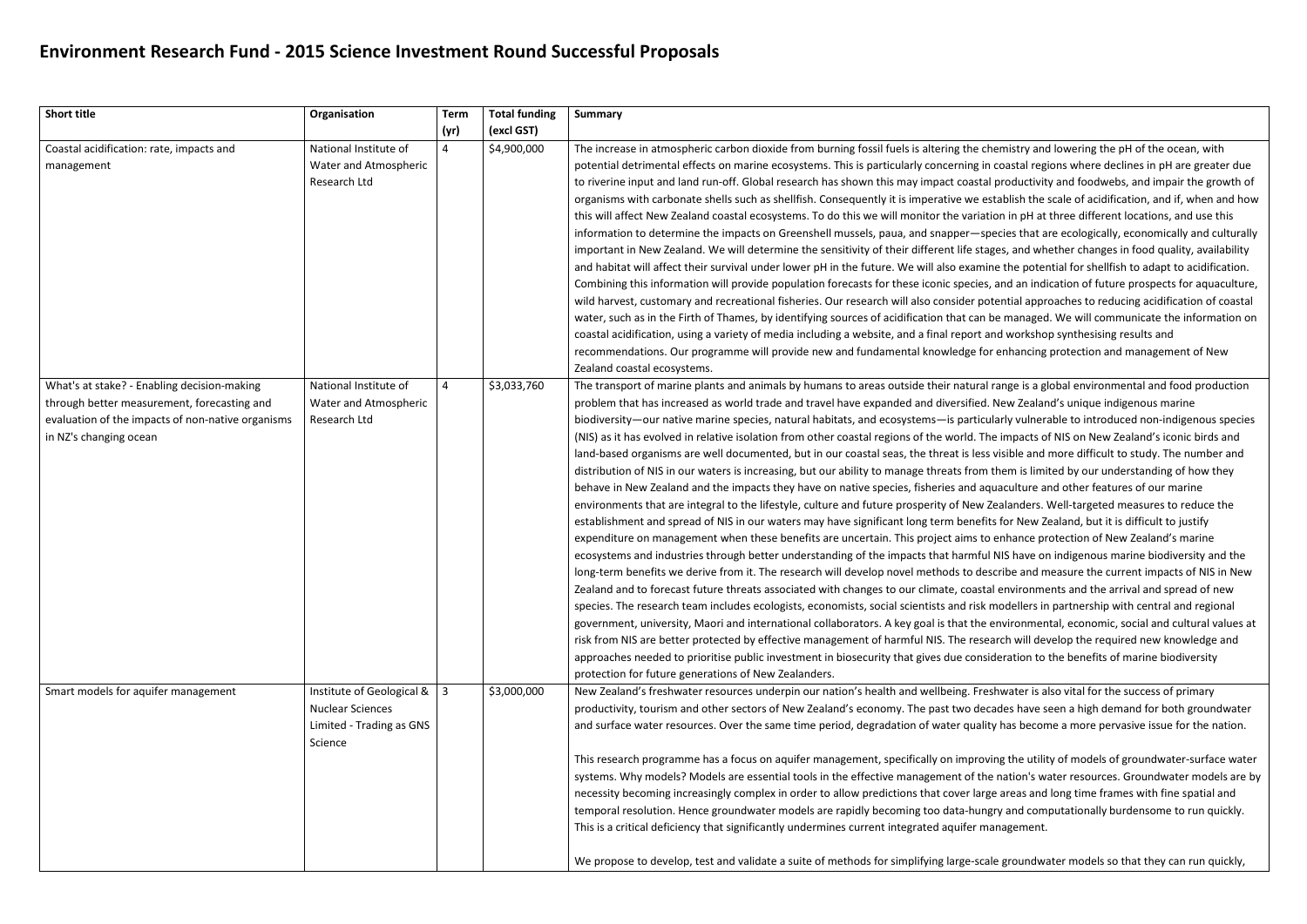# Environment Research Fund - 2015 Science Investment Round Successful Proposals

| Short title | Organisation | Term (yr) | Total funding (excl GST) | Summary |
|---|---|---|---|---|
| Coastal acidification: rate, impacts and management | National Institute of Water and Atmospheric Research Ltd | 4 | $4,900,000 | The increase in atmospheric carbon dioxide from burning fossil fuels is altering the chemistry and lowering the pH of the ocean, with potential detrimental effects on marine ecosystems. This is particularly concerning in coastal regions where declines in pH are greater due to riverine input and land run-off. Global research has shown this may impact coastal productivity and foodwebs, and impair the growth of organisms with carbonate shells such as shellfish. Consequently it is imperative we establish the scale of acidification, and if, when and how this will affect New Zealand coastal ecosystems. To do this we will monitor the variation in pH at three different locations, and use this information to determine the impacts on Greenshell mussels, paua, and snapper—species that are ecologically, economically and culturally important in New Zealand. We will determine the sensitivity of their different life stages, and whether changes in food quality, availability and habitat will affect their survival under lower pH in the future. We will also examine the potential for shellfish to adapt to acidification. Combining this information will provide population forecasts for these iconic species, and an indication of future prospects for aquaculture, wild harvest, customary and recreational fisheries. Our research will also consider potential approaches to reducing acidification of coastal water, such as in the Firth of Thames, by identifying sources of acidification that can be managed. We will communicate the information on coastal acidification, using a variety of media including a website, and a final report and workshop synthesising results and recommendations. Our programme will provide new and fundamental knowledge for enhancing protection and management of New Zealand coastal ecosystems. |
| What's at stake? - Enabling decision-making through better measurement, forecasting and evaluation of the impacts of non-native organisms in NZ's changing ocean | National Institute of Water and Atmospheric Research Ltd | 4 | $3,033,760 | The transport of marine plants and animals by humans to areas outside their natural range is a global environmental and food production problem that has increased as world trade and travel have expanded and diversified. New Zealand's unique indigenous marine biodiversity—our native marine species, natural habitats, and ecosystems—is particularly vulnerable to introduced non-indigenous species (NIS) as it has evolved in relative isolation from other coastal regions of the world. The impacts of NIS on New Zealand's iconic birds and land-based organisms are well documented, but in our coastal seas, the threat is less visible and more difficult to study. The number and distribution of NIS in our waters is increasing, but our ability to manage threats from them is limited by our understanding of how they behave in New Zealand and the impacts they have on native species, fisheries and aquaculture and other features of our marine environments that are integral to the lifestyle, culture and future prosperity of New Zealanders. Well-targeted measures to reduce the establishment and spread of NIS in our waters may have significant long term benefits for New Zealand, but it is difficult to justify expenditure on management when these benefits are uncertain. This project aims to enhance protection of New Zealand's marine ecosystems and industries through better understanding of the impacts that harmful NIS have on indigenous marine biodiversity and the long-term benefits we derive from it. The research will develop novel methods to describe and measure the current impacts of NIS in New Zealand and to forecast future threats associated with changes to our climate, coastal environments and the arrival and spread of new species. The research team includes ecologists, economists, social scientists and risk modellers in partnership with central and regional government, university, Maori and international collaborators. A key goal is that the environmental, economic, social and cultural values at risk from NIS are better protected by effective management of harmful NIS. The research will develop the required new knowledge and approaches needed to prioritise public investment in biosecurity that gives due consideration to the benefits of marine biodiversity protection for future generations of New Zealanders. |
| Smart models for aquifer management | Institute of Geological & Nuclear Sciences Limited - Trading as GNS Science | 3 | $3,000,000 | New Zealand's freshwater resources underpin our nation's health and wellbeing. Freshwater is also vital for the success of primary productivity, tourism and other sectors of New Zealand's economy. The past two decades have seen a high demand for both groundwater and surface water resources. Over the same time period, degradation of water quality has become a more pervasive issue for the nation.<br><br>This research programme has a focus on aquifer management, specifically on improving the utility of models of groundwater-surface water systems. Why models? Models are essential tools in the effective management of the nation's water resources. Groundwater models are by necessity becoming increasingly complex in order to allow predictions that cover large areas and long time frames with fine spatial and temporal resolution. Hence groundwater models are rapidly becoming too data-hungry and computationally burdensome to run quickly. This is a critical deficiency that significantly undermines current integrated aquifer management.<br><br>We propose to develop, test and validate a suite of methods for simplifying large-scale groundwater models so that they can run quickly, |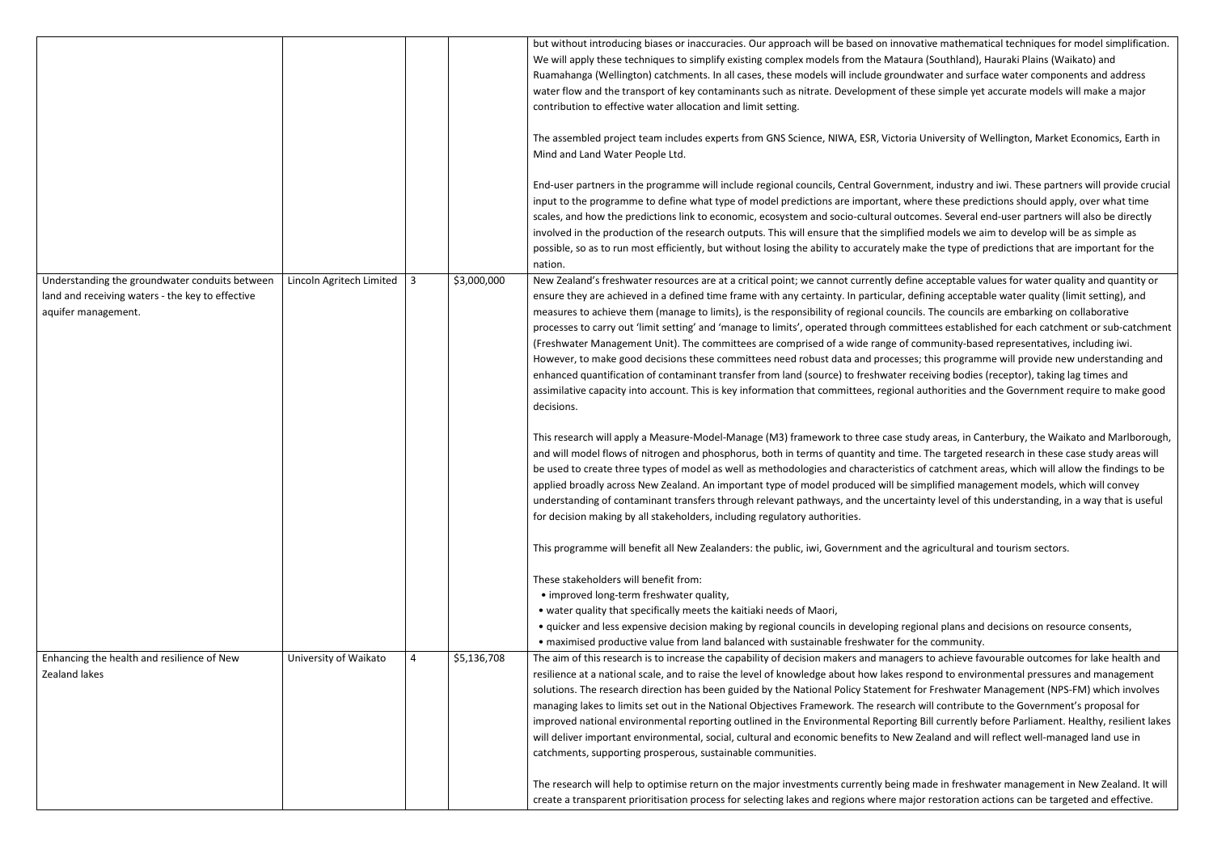| | | | | |
|---|---|---|---|---|
| | | | | but without introducing biases or inaccuracies. Our approach will be based on innovative mathematical techniques for model simplification. We will apply these techniques to simplify existing complex models from the Mataura (Southland), Hauraki Plains (Waikato) and Ruamahanga (Wellington) catchments. In all cases, these models will include groundwater and surface water components and address water flow and the transport of key contaminants such as nitrate. Development of these simple yet accurate models will make a major contribution to effective water allocation and limit setting.<br><br>The assembled project team includes experts from GNS Science, NIWA, ESR, Victoria University of Wellington, Market Economics, Earth in Mind and Land Water People Ltd.<br><br>End-user partners in the programme will include regional councils, Central Government, industry and iwi. These partners will provide crucial input to the programme to define what type of model predictions are important, where these predictions should apply, over what time scales, and how the predictions link to economic, ecosystem and socio-cultural outcomes. Several end-user partners will also be directly involved in the production of the research outputs. This will ensure that the simplified models we aim to develop will be as simple as possible, so as to run most efficiently, but without losing the ability to accurately make the type of predictions that are important for the nation. |
| Understanding the groundwater conduits between land and receiving waters - the key to effective aquifer management. | Lincoln Agritech Limited | 3 | \$3,000,000 | New Zealand's freshwater resources are at a critical point; we cannot currently define acceptable values for water quality and quantity or ensure they are achieved in a defined time frame with any certainty. In particular, defining acceptable water quality (limit setting), and measures to achieve them (manage to limits), is the responsibility of regional councils. The councils are embarking on collaborative processes to carry out 'limit setting' and 'manage to limits', operated through committees established for each catchment or sub-catchment (Freshwater Management Unit). The committees are comprised of a wide range of community-based representatives, including iwi. However, to make good decisions these committees need robust data and processes; this programme will provide new understanding and enhanced quantification of contaminant transfer from land (source) to freshwater receiving bodies (receptor), taking lag times and assimilative capacity into account. This is key information that committees, regional authorities and the Government require to make good decisions.<br><br>This research will apply a Measure-Model-Manage (M3) framework to three case study areas, in Canterbury, the Waikato and Marlborough, and will model flows of nitrogen and phosphorus, both in terms of quantity and time. The targeted research in these case study areas will be used to create three types of model as well as methodologies and characteristics of catchment areas, which will allow the findings to be applied broadly across New Zealand. An important type of model produced will be simplified management models, which will convey understanding of contaminant transfers through relevant pathways, and the uncertainty level of this understanding, in a way that is useful for decision making by all stakeholders, including regulatory authorities.<br><br>This programme will benefit all New Zealanders: the public, iwi, Government and the agricultural and tourism sectors.<br><br>These stakeholders will benefit from:<br>• improved long-term freshwater quality,<br>• water quality that specifically meets the kaitiaki needs of Maori,<br>• quicker and less expensive decision making by regional councils in developing regional plans and decisions on resource consents,<br>• maximised productive value from land balanced with sustainable freshwater for the community. |
| Enhancing the health and resilience of New Zealand lakes | University of Waikato | 4 | \$5,136,708 | The aim of this research is to increase the capability of decision makers and managers to achieve favourable outcomes for lake health and resilience at a national scale, and to raise the level of knowledge about how lakes respond to environmental pressures and management solutions. The research direction has been guided by the National Policy Statement for Freshwater Management (NPS-FM) which involves managing lakes to limits set out in the National Objectives Framework. The research will contribute to the Government's proposal for improved national environmental reporting outlined in the Environmental Reporting Bill currently before Parliament. Healthy, resilient lakes will deliver important environmental, social, cultural and economic benefits to New Zealand and will reflect well-managed land use in catchments, supporting prosperous, sustainable communities.<br><br>The research will help to optimise return on the major investments currently being made in freshwater management in New Zealand. It will create a transparent prioritisation process for selecting lakes and regions where major restoration actions can be targeted and effective. |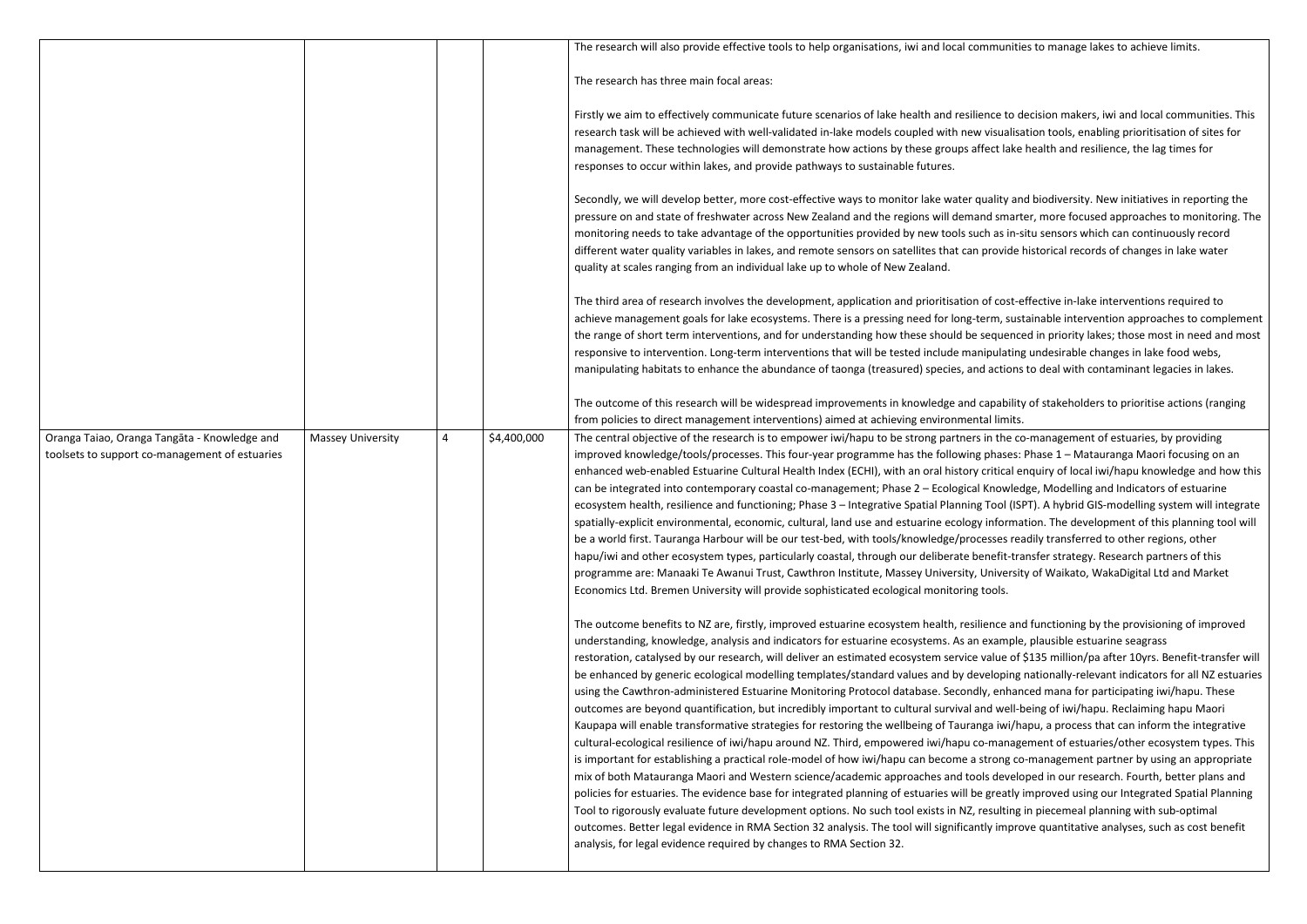| | | | | |
|---|---|---|---|---|
| | | | | The research will also provide effective tools to help organisations, iwi and local communities to manage lakes to achieve limits.<br><br>The research has three main focal areas:<br><br>Firstly we aim to effectively communicate future scenarios of lake health and resilience to decision makers, iwi and local communities. This research task will be achieved with well-validated in-lake models coupled with new visualisation tools, enabling prioritisation of sites for management. These technologies will demonstrate how actions by these groups affect lake health and resilience, the lag times for responses to occur within lakes, and provide pathways to sustainable futures.<br><br>Secondly, we will develop better, more cost-effective ways to monitor lake water quality and biodiversity. New initiatives in reporting the pressure on and state of freshwater across New Zealand and the regions will demand smarter, more focused approaches to monitoring. The monitoring needs to take advantage of the opportunities provided by new tools such as in-situ sensors which can continuously record different water quality variables in lakes, and remote sensors on satellites that can provide historical records of changes in lake water quality at scales ranging from an individual lake up to whole of New Zealand.<br><br>The third area of research involves the development, application and prioritisation of cost-effective in-lake interventions required to achieve management goals for lake ecosystems. There is a pressing need for long-term, sustainable intervention approaches to complement the range of short term interventions, and for understanding how these should be sequenced in priority lakes; those most in need and most responsive to intervention. Long-term interventions that will be tested include manipulating undesirable changes in lake food webs, manipulating habitats to enhance the abundance of taonga (treasured) species, and actions to deal with contaminant legacies in lakes.<br><br>The outcome of this research will be widespread improvements in knowledge and capability of stakeholders to prioritise actions (ranging from policies to direct management interventions) aimed at achieving environmental limits. |
| Oranga Taiao, Oranga Tangāta - Knowledge and toolsets to support co-management of estuaries | Massey University | 4 | $4,400,000 | The central objective of the research is to empower iwi/hapu to be strong partners in the co-management of estuaries, by providing improved knowledge/tools/processes. This four-year programme has the following phases: Phase 1 – Matauranga Maori focusing on an enhanced web-enabled Estuarine Cultural Health Index (ECHI), with an oral history critical enquiry of local iwi/hapu knowledge and how this can be integrated into contemporary coastal co-management; Phase 2 – Ecological Knowledge, Modelling and Indicators of estuarine ecosystem health, resilience and functioning; Phase 3 – Integrative Spatial Planning Tool (ISPT). A hybrid GIS-modelling system will integrate spatially-explicit environmental, economic, cultural, land use and estuarine ecology information. The development of this planning tool will be a world first. Tauranga Harbour will be our test-bed, with tools/knowledge/processes readily transferred to other regions, other hapu/iwi and other ecosystem types, particularly coastal, through our deliberate benefit-transfer strategy. Research partners of this programme are: Manaaki Te Awanui Trust, Cawthron Institute, Massey University, University of Waikato, WakaDigital Ltd and Market Economics Ltd. Bremen University will provide sophisticated ecological monitoring tools.<br><br>The outcome benefits to NZ are, firstly, improved estuarine ecosystem health, resilience and functioning by the provisioning of improved understanding, knowledge, analysis and indicators for estuarine ecosystems. As an example, plausible estuarine seagrass restoration, catalysed by our research, will deliver an estimated ecosystem service value of $135 million/pa after 10yrs. Benefit-transfer will be enhanced by generic ecological modelling templates/standard values and by developing nationally-relevant indicators for all NZ estuaries using the Cawthron-administered Estuarine Monitoring Protocol database. Secondly, enhanced mana for participating iwi/hapu. These outcomes are beyond quantification, but incredibly important to cultural survival and well-being of iwi/hapu. Reclaiming hapu Maori Kaupapa will enable transformative strategies for restoring the wellbeing of Tauranga iwi/hapu, a process that can inform the integrative cultural-ecological resilience of iwi/hapu around NZ. Third, empowered iwi/hapu co-management of estuaries/other ecosystem types. This is important for establishing a practical role-model of how iwi/hapu can become a strong co-management partner by using an appropriate mix of both Matauranga Maori and Western science/academic approaches and tools developed in our research. Fourth, better plans and policies for estuaries. The evidence base for integrated planning of estuaries will be greatly improved using our Integrated Spatial Planning Tool to rigorously evaluate future development options. No such tool exists in NZ, resulting in piecemeal planning with sub-optimal outcomes. Better legal evidence in RMA Section 32 analysis. The tool will significantly improve quantitative analyses, such as cost benefit analysis, for legal evidence required by changes to RMA Section 32. |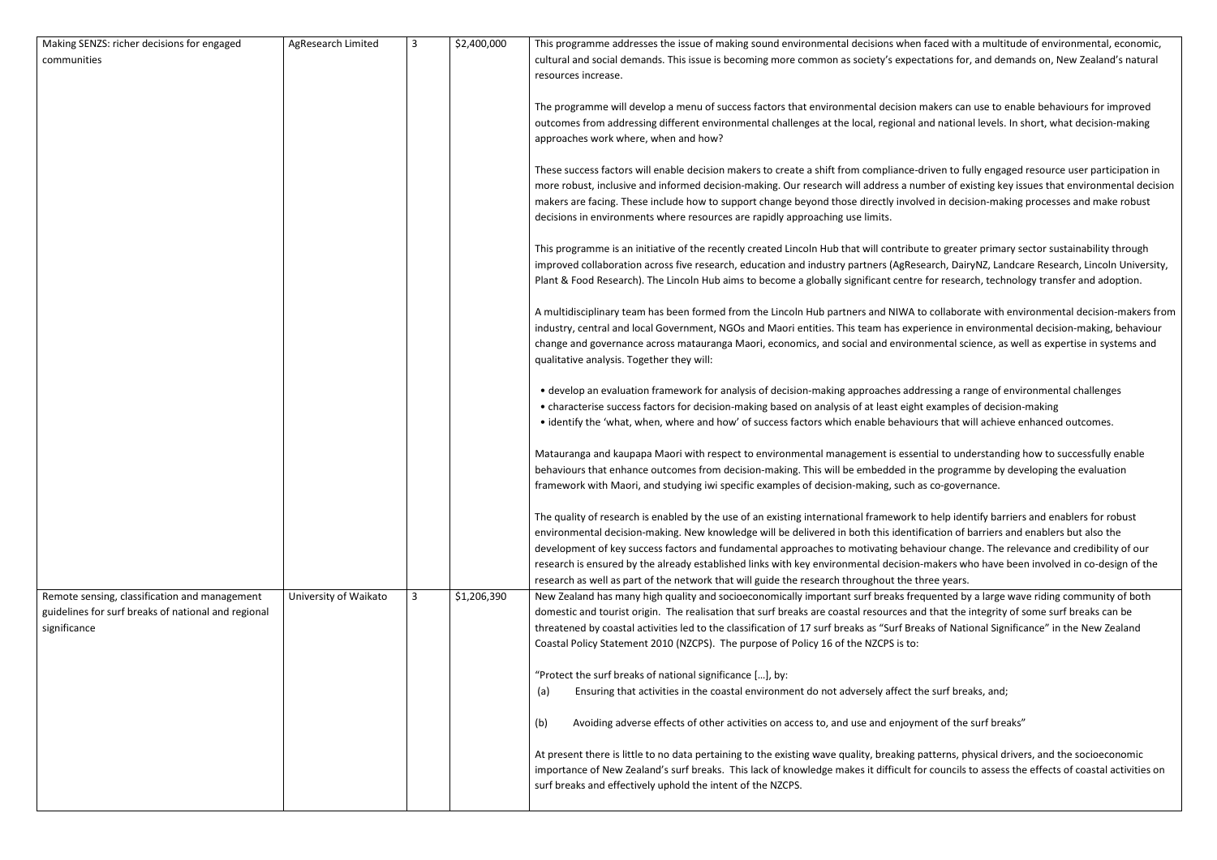| | | | | |
|---|---|---|---|---|
| Making SENZS: richer decisions for engaged communities | AgResearch Limited | 3 | $2,400,000 | This programme addresses the issue of making sound environmental decisions when faced with a multitude of environmental, economic, cultural and social demands. This issue is becoming more common as society's expectations for, and demands on, New Zealand's natural resources increase.<br><br>The programme will develop a menu of success factors that environmental decision makers can use to enable behaviours for improved outcomes from addressing different environmental challenges at the local, regional and national levels. In short, what decision-making approaches work where, when and how?<br><br>These success factors will enable decision makers to create a shift from compliance-driven to fully engaged resource user participation in more robust, inclusive and informed decision-making. Our research will address a number of existing key issues that environmental decision makers are facing. These include how to support change beyond those directly involved in decision-making processes and make robust decisions in environments where resources are rapidly approaching use limits.<br><br>This programme is an initiative of the recently created Lincoln Hub that will contribute to greater primary sector sustainability through improved collaboration across five research, education and industry partners (AgResearch, DairyNZ, Landcare Research, Lincoln University, Plant & Food Research). The Lincoln Hub aims to become a globally significant centre for research, technology transfer and adoption.<br><br>A multidisciplinary team has been formed from the Lincoln Hub partners and NIWA to collaborate with environmental decision-makers from industry, central and local Government, NGOs and Maori entities. This team has experience in environmental decision-making, behaviour change and governance across matauranga Maori, economics, and social and environmental science, as well as expertise in systems and qualitative analysis. Together they will:<br><br>• develop an evaluation framework for analysis of decision-making approaches addressing a range of environmental challenges<br>• characterise success factors for decision-making based on analysis of at least eight examples of decision-making<br>• identify the 'what, when, where and how' of success factors which enable behaviours that will achieve enhanced outcomes.<br><br>Matauranga and kaupapa Maori with respect to environmental management is essential to understanding how to successfully enable behaviours that enhance outcomes from decision-making. This will be embedded in the programme by developing the evaluation framework with Maori, and studying iwi specific examples of decision-making, such as co-governance.<br><br>The quality of research is enabled by the use of an existing international framework to help identify barriers and enablers for robust environmental decision-making. New knowledge will be delivered in both this identification of barriers and enablers but also the development of key success factors and fundamental approaches to motivating behaviour change. The relevance and credibility of our research is ensured by the already established links with key environmental decision-makers who have been involved in co-design of the research as well as part of the network that will guide the research throughout the three years. |
| Remote sensing, classification and management guidelines for surf breaks of national and regional significance | University of Waikato | 3 | $1,206,390 | New Zealand has many high quality and socioeconomically important surf breaks frequented by a large wave riding community of both domestic and tourist origin. The realisation that surf breaks are coastal resources and that the integrity of some surf breaks can be threatened by coastal activities led to the classification of 17 surf breaks as "Surf Breaks of National Significance" in the New Zealand Coastal Policy Statement 2010 (NZCPS). The purpose of Policy 16 of the NZCPS is to:<br><br>"Protect the surf breaks of national significance […], by:<br>(a) Ensuring that activities in the coastal environment do not adversely affect the surf breaks, and;<br><br>(b) Avoiding adverse effects of other activities on access to, and use and enjoyment of the surf breaks"<br><br>At present there is little to no data pertaining to the existing wave quality, breaking patterns, physical drivers, and the socioeconomic importance of New Zealand's surf breaks. This lack of knowledge makes it difficult for councils to assess the effects of coastal activities on surf breaks and effectively uphold the intent of the NZCPS. |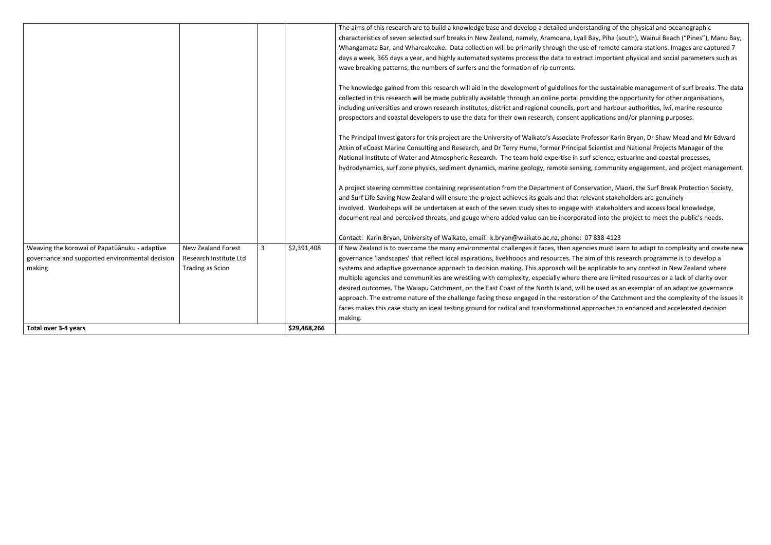| | | | | |
|---|---|---|---|---|
| | | | | The aims of this research are to build a knowledge base and develop a detailed understanding of the physical and oceanographic characteristics of seven selected surf breaks in New Zealand, namely, Aramoana, Lyall Bay, Piha (south), Wainui Beach ("Pines"), Manu Bay, Whangamata Bar, and Whareakeake. Data collection will be primarily through the use of remote camera stations. Images are captured 7 days a week, 365 days a year, and highly automated systems process the data to extract important physical and social parameters such as wave breaking patterns, the numbers of surfers and the formation of rip currents.<br><br>The knowledge gained from this research will aid in the development of guidelines for the sustainable management of surf breaks. The data collected in this research will be made publically available through an online portal providing the opportunity for other organisations, including universities and crown research institutes, district and regional councils, port and harbour authorities, iwi, marine resource prospectors and coastal developers to use the data for their own research, consent applications and/or planning purposes.<br><br>The Principal Investigators for this project are the University of Waikato's Associate Professor Karin Bryan, Dr Shaw Mead and Mr Edward Atkin of eCoast Marine Consulting and Research, and Dr Terry Hume, former Principal Scientist and National Projects Manager of the National Institute of Water and Atmospheric Research. The team hold expertise in surf science, estuarine and coastal processes, hydrodynamics, surf zone physics, sediment dynamics, marine geology, remote sensing, community engagement, and project management.<br><br>A project steering committee containing representation from the Department of Conservation, Maori, the Surf Break Protection Society, and Surf Life Saving New Zealand will ensure the project achieves its goals and that relevant stakeholders are genuinely involved. Workshops will be undertaken at each of the seven study sites to engage with stakeholders and access local knowledge, document real and perceived threats, and gauge where added value can be incorporated into the project to meet the public's needs.<br><br>Contact: Karin Bryan, University of Waikato, email: k.bryan@waikato.ac.nz, phone: 07 838-4123 |
| Weaving the korowai of Papatūānuku - adaptive governance and supported environmental decision making | New Zealand Forest Research Institute Ltd Trading as Scion | 3 | $2,391,408 | If New Zealand is to overcome the many environmental challenges it faces, then agencies must learn to adapt to complexity and create new governance 'landscapes' that reflect local aspirations, livelihoods and resources. The aim of this research programme is to develop a systems and adaptive governance approach to decision making. This approach will be applicable to any context in New Zealand where multiple agencies and communities are wrestling with complexity, especially where there are limited resources or a lack of clarity over desired outcomes. The Waiapu Catchment, on the East Coast of the North Island, will be used as an exemplar of an adaptive governance approach. The extreme nature of the challenge facing those engaged in the restoration of the Catchment and the complexity of the issues it faces makes this case study an ideal testing ground for radical and transformational approaches to enhanced and accelerated decision making. |
| **Total over 3-4 years** | | | **$29,468,266** | |